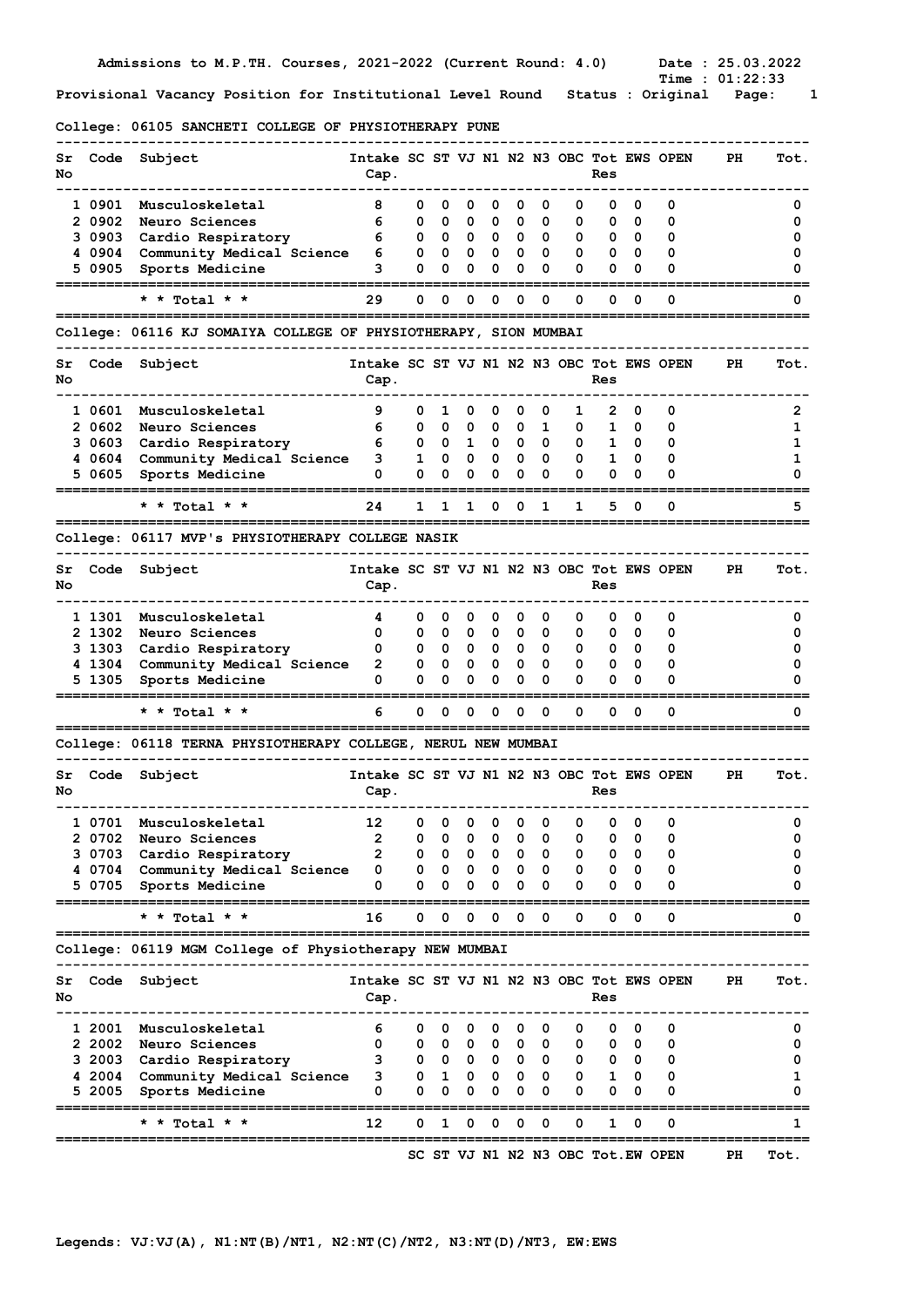Admissions to M.P.TH. Courses, 2021-2022 (Current Round: 4.0) Date : 25.03.2022

Time : 01:22:33

Provisional Vacancy Position for Institutional Level Round Status : Original

## College: 06105 SANCHETI COLLEGE OF PHYSIOTHERAPY PUNE

| Sr No | Code | Subject | Intake Cap. | SC | ST | VJ | N1 | N2 | N3 | OBC | Tot Res | EWS | OPEN | PH | Tot. |
|---|---|---|---|---|---|---|---|---|---|---|---|---|---|---|---|
| 1 | 0901 | Musculoskeletal | 8 | 0 | 0 | 0 | 0 | 0 | 0 | 0 | 0 | 0 | 0 | | 0 |
| 2 | 0902 | Neuro Sciences | 6 | 0 | 0 | 0 | 0 | 0 | 0 | 0 | 0 | 0 | 0 | | 0 |
| 3 | 0903 | Cardio Respiratory | 6 | 0 | 0 | 0 | 0 | 0 | 0 | 0 | 0 | 0 | 0 | | 0 |
| 4 | 0904 | Community Medical Science | 6 | 0 | 0 | 0 | 0 | 0 | 0 | 0 | 0 | 0 | 0 | | 0 |
| 5 | 0905 | Sports Medicine | 3 | 0 | 0 | 0 | 0 | 0 | 0 | 0 | 0 | 0 | 0 | | 0 |
| | | * * Total * * | 29 | 0 | 0 | 0 | 0 | 0 | 0 | 0 | 0 | 0 | 0 | | 0 |

## College: 06116 KJ SOMAIYA COLLEGE OF PHYSIOTHERAPY, SION MUMBAI

| Sr No | Code | Subject | Intake Cap. | SC | ST | VJ | N1 | N2 | N3 | OBC | Tot Res | EWS | OPEN | PH | Tot. |
|---|---|---|---|---|---|---|---|---|---|---|---|---|---|---|---|
| 1 | 0601 | Musculoskeletal | 9 | 0 | 1 | 0 | 0 | 0 | 0 | 1 | 2 | 0 | 0 | | 2 |
| 2 | 0602 | Neuro Sciences | 6 | 0 | 0 | 0 | 0 | 0 | 1 | 0 | 1 | 0 | 0 | | 1 |
| 3 | 0603 | Cardio Respiratory | 6 | 0 | 0 | 1 | 0 | 0 | 0 | 0 | 1 | 0 | 0 | | 1 |
| 4 | 0604 | Community Medical Science | 3 | 1 | 0 | 0 | 0 | 0 | 0 | 0 | 1 | 0 | 0 | | 1 |
| 5 | 0605 | Sports Medicine | 0 | 0 | 0 | 0 | 0 | 0 | 0 | 0 | 0 | 0 | 0 | | 0 |
| | | * * Total * * | 24 | 1 | 1 | 1 | 0 | 0 | 1 | 1 | 5 | 0 | 0 | | 5 |

## College: 06117 MVP's PHYSIOTHERAPY COLLEGE NASIK

| Sr No | Code | Subject | Intake Cap. | SC | ST | VJ | N1 | N2 | N3 | OBC | Tot Res | EWS | OPEN | PH | Tot. |
|---|---|---|---|---|---|---|---|---|---|---|---|---|---|---|---|
| 1 | 1301 | Musculoskeletal | 4 | 0 | 0 | 0 | 0 | 0 | 0 | 0 | 0 | 0 | 0 | | 0 |
| 2 | 1302 | Neuro Sciences | 0 | 0 | 0 | 0 | 0 | 0 | 0 | 0 | 0 | 0 | 0 | | 0 |
| 3 | 1303 | Cardio Respiratory | 0 | 0 | 0 | 0 | 0 | 0 | 0 | 0 | 0 | 0 | 0 | | 0 |
| 4 | 1304 | Community Medical Science | 2 | 0 | 0 | 0 | 0 | 0 | 0 | 0 | 0 | 0 | 0 | | 0 |
| 5 | 1305 | Sports Medicine | 0 | 0 | 0 | 0 | 0 | 0 | 0 | 0 | 0 | 0 | 0 | | 0 |
| | | * * Total * * | 6 | 0 | 0 | 0 | 0 | 0 | 0 | 0 | 0 | 0 | 0 | | 0 |

## College: 06118 TERNA PHYSIOTHERAPY COLLEGE, NERUL NEW MUMBAI

| Sr No | Code | Subject | Intake Cap. | SC | ST | VJ | N1 | N2 | N3 | OBC | Tot Res | EWS | OPEN | PH | Tot. |
|---|---|---|---|---|---|---|---|---|---|---|---|---|---|---|---|
| 1 | 0701 | Musculoskeletal | 12 | 0 | 0 | 0 | 0 | 0 | 0 | 0 | 0 | 0 | 0 | | 0 |
| 2 | 0702 | Neuro Sciences | 2 | 0 | 0 | 0 | 0 | 0 | 0 | 0 | 0 | 0 | 0 | | 0 |
| 3 | 0703 | Cardio Respiratory | 2 | 0 | 0 | 0 | 0 | 0 | 0 | 0 | 0 | 0 | 0 | | 0 |
| 4 | 0704 | Community Medical Science | 0 | 0 | 0 | 0 | 0 | 0 | 0 | 0 | 0 | 0 | 0 | | 0 |
| 5 | 0705 | Sports Medicine | 0 | 0 | 0 | 0 | 0 | 0 | 0 | 0 | 0 | 0 | 0 | | 0 |
| | | * * Total * * | 16 | 0 | 0 | 0 | 0 | 0 | 0 | 0 | 0 | 0 | 0 | | 0 |

## College: 06119 MGM College of Physiotherapy NEW MUMBAI

| Sr No | Code | Subject | Intake Cap. | SC | ST | VJ | N1 | N2 | N3 | OBC | Tot Res | EWS | OPEN | PH | Tot. |
|---|---|---|---|---|---|---|---|---|---|---|---|---|---|---|---|
| 1 | 2001 | Musculoskeletal | 6 | 0 | 0 | 0 | 0 | 0 | 0 | 0 | 0 | 0 | 0 | | 0 |
| 2 | 2002 | Neuro Sciences | 0 | 0 | 0 | 0 | 0 | 0 | 0 | 0 | 0 | 0 | 0 | | 0 |
| 3 | 2003 | Cardio Respiratory | 3 | 0 | 0 | 0 | 0 | 0 | 0 | 0 | 0 | 0 | 0 | | 0 |
| 4 | 2004 | Community Medical Science | 3 | 0 | 1 | 0 | 0 | 0 | 0 | 0 | 1 | 0 | 0 | | 1 |
| 5 | 2005 | Sports Medicine | 0 | 0 | 0 | 0 | 0 | 0 | 0 | 0 | 0 | 0 | 0 | | 0 |
| | | * * Total * * | 12 | 0 | 1 | 0 | 0 | 0 | 0 | 0 | 1 | 0 | 0 | | 1 |

SC ST VJ N1 N2 N3 OBC Tot.EW OPEN PH Tot.

Legends: VJ:VJ(A), N1:NT(B)/NT1, N2:NT(C)/NT2, N3:NT(D)/NT3, EW:EWS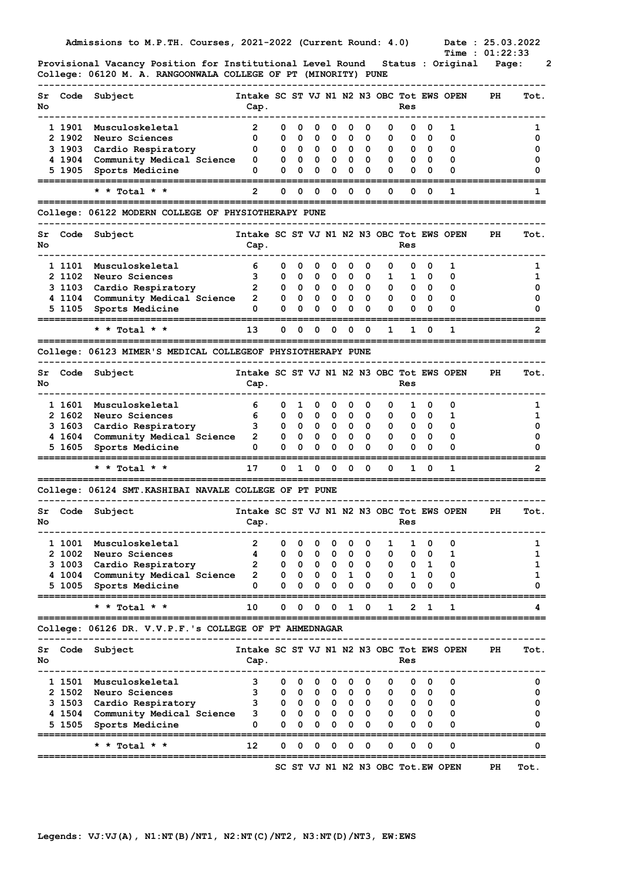Admissions to M.P.TH. Courses, 2021-2022 (Current Round: 4.0) Date : 25.03.2022
Time : 01:22:33

Provisional Vacancy Position for Institutional Level Round Status : Original

College: 06120 M. A. RANGOONWALA COLLEGE OF PT (MINORITY) PUNE

| Sr No | Code | Subject | Intake Cap. | SC | ST | VJ | N1 | N2 | N3 | OBC | Tot Res | EWS | OPEN | PH | Tot. |
|---|---|---|---|---|---|---|---|---|---|---|---|---|---|---|---|
| 1 | 1901 | Musculoskeletal | 2 | 0 | 0 | 0 | 0 | 0 | 0 | 0 | 0 | 0 | 1 | | 1 |
| 2 | 1902 | Neuro Sciences | 0 | 0 | 0 | 0 | 0 | 0 | 0 | 0 | 0 | 0 | 0 | | 0 |
| 3 | 1903 | Cardio Respiratory | 0 | 0 | 0 | 0 | 0 | 0 | 0 | 0 | 0 | 0 | 0 | | 0 |
| 4 | 1904 | Community Medical Science | 0 | 0 | 0 | 0 | 0 | 0 | 0 | 0 | 0 | 0 | 0 | | 0 |
| 5 | 1905 | Sports Medicine | 0 | 0 | 0 | 0 | 0 | 0 | 0 | 0 | 0 | 0 | 0 | | 0 |
| | | * * Total * * | 2 | 0 | 0 | 0 | 0 | 0 | 0 | 0 | 0 | 0 | 1 | | 1 |

College: 06122 MODERN COLLEGE OF PHYSIOTHERAPY PUNE

| Sr No | Code | Subject | Intake Cap. | SC | ST | VJ | N1 | N2 | N3 | OBC | Tot Res | EWS | OPEN | PH | Tot. |
|---|---|---|---|---|---|---|---|---|---|---|---|---|---|---|---|
| 1 | 1101 | Musculoskeletal | 6 | 0 | 0 | 0 | 0 | 0 | 0 | 0 | 0 | 0 | 1 | | 1 |
| 2 | 1102 | Neuro Sciences | 3 | 0 | 0 | 0 | 0 | 0 | 0 | 1 | 1 | 0 | 0 | | 1 |
| 3 | 1103 | Cardio Respiratory | 2 | 0 | 0 | 0 | 0 | 0 | 0 | 0 | 0 | 0 | 0 | | 0 |
| 4 | 1104 | Community Medical Science | 2 | 0 | 0 | 0 | 0 | 0 | 0 | 0 | 0 | 0 | 0 | | 0 |
| 5 | 1105 | Sports Medicine | 0 | 0 | 0 | 0 | 0 | 0 | 0 | 0 | 0 | 0 | 0 | | 0 |
| | | * * Total * * | 13 | 0 | 0 | 0 | 0 | 0 | 0 | 1 | 1 | 0 | 1 | | 2 |

College: 06123 MIMER'S MEDICAL COLLEGEOF PHYSIOTHERAPY PUNE

| Sr No | Code | Subject | Intake Cap. | SC | ST | VJ | N1 | N2 | N3 | OBC | Tot Res | EWS | OPEN | PH | Tot. |
|---|---|---|---|---|---|---|---|---|---|---|---|---|---|---|---|
| 1 | 1601 | Musculoskeletal | 6 | 0 | 1 | 0 | 0 | 0 | 0 | 0 | 1 | 0 | 0 | | 1 |
| 2 | 1602 | Neuro Sciences | 6 | 0 | 0 | 0 | 0 | 0 | 0 | 0 | 0 | 0 | 1 | | 1 |
| 3 | 1603 | Cardio Respiratory | 3 | 0 | 0 | 0 | 0 | 0 | 0 | 0 | 0 | 0 | 0 | | 0 |
| 4 | 1604 | Community Medical Science | 2 | 0 | 0 | 0 | 0 | 0 | 0 | 0 | 0 | 0 | 0 | | 0 |
| 5 | 1605 | Sports Medicine | 0 | 0 | 0 | 0 | 0 | 0 | 0 | 0 | 0 | 0 | 0 | | 0 |
| | | * * Total * * | 17 | 0 | 1 | 0 | 0 | 0 | 0 | 0 | 1 | 0 | 1 | | 2 |

College: 06124 SMT.KASHIBAI NAVALE COLLEGE OF PT PUNE

| Sr No | Code | Subject | Intake Cap. | SC | ST | VJ | N1 | N2 | N3 | OBC | Tot Res | EWS | OPEN | PH | Tot. |
|---|---|---|---|---|---|---|---|---|---|---|---|---|---|---|---|
| 1 | 1001 | Musculoskeletal | 2 | 0 | 0 | 0 | 0 | 0 | 0 | 1 | 1 | 0 | 0 | | 1 |
| 2 | 1002 | Neuro Sciences | 4 | 0 | 0 | 0 | 0 | 0 | 0 | 0 | 0 | 0 | 1 | | 1 |
| 3 | 1003 | Cardio Respiratory | 2 | 0 | 0 | 0 | 0 | 0 | 0 | 0 | 0 | 1 | 0 | | 1 |
| 4 | 1004 | Community Medical Science | 2 | 0 | 0 | 0 | 0 | 1 | 0 | 0 | 1 | 0 | 0 | | 1 |
| 5 | 1005 | Sports Medicine | 0 | 0 | 0 | 0 | 0 | 0 | 0 | 0 | 0 | 0 | 0 | | 0 |
| | | * * Total * * | 10 | 0 | 0 | 0 | 0 | 1 | 0 | 1 | 2 | 1 | 1 | | 4 |

College: 06126 DR. V.V.P.F.'s COLLEGE OF PT AHMEDNAGAR

| Sr No | Code | Subject | Intake Cap. | SC | ST | VJ | N1 | N2 | N3 | OBC | Tot Res | EWS | OPEN | PH | Tot. |
|---|---|---|---|---|---|---|---|---|---|---|---|---|---|---|---|
| 1 | 1501 | Musculoskeletal | 3 | 0 | 0 | 0 | 0 | 0 | 0 | 0 | 0 | 0 | 0 | | 0 |
| 2 | 1502 | Neuro Sciences | 3 | 0 | 0 | 0 | 0 | 0 | 0 | 0 | 0 | 0 | 0 | | 0 |
| 3 | 1503 | Cardio Respiratory | 3 | 0 | 0 | 0 | 0 | 0 | 0 | 0 | 0 | 0 | 0 | | 0 |
| 4 | 1504 | Community Medical Science | 3 | 0 | 0 | 0 | 0 | 0 | 0 | 0 | 0 | 0 | 0 | | 0 |
| 5 | 1505 | Sports Medicine | 0 | 0 | 0 | 0 | 0 | 0 | 0 | 0 | 0 | 0 | 0 | | 0 |
| | | * * Total * * | 12 | 0 | 0 | 0 | 0 | 0 | 0 | 0 | 0 | 0 | 0 | | 0 |

SC ST VJ N1 N2 N3 OBC Tot.EW OPEN PH Tot.

Legends: VJ:VJ(A), N1:NT(B)/NT1, N2:NT(C)/NT2, N3:NT(D)/NT3, EW:EWS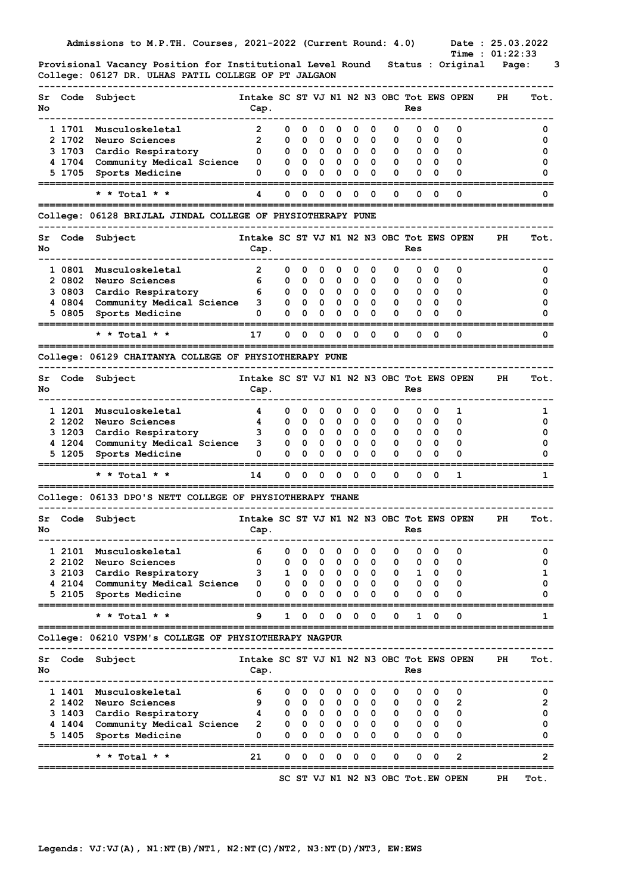Admissions to M.P.TH. Courses, 2021-2022 (Current Round: 4.0) Date : 25.03.2022
Time : 01:22:33

Provisional Vacancy Position for Institutional Level Round Status : Original

College: 06127 DR. ULHAS PATIL COLLEGE OF PT JALGAON

| Sr No | Code | Subject | Intake Cap. | SC | ST | VJ | N1 | N2 | N3 | OBC | Tot Res | EWS | OPEN | PH | Tot. |
|---|---|---|---|---|---|---|---|---|---|---|---|---|---|---|---|
| 1 | 1701 | Musculoskeletal | 2 | 0 | 0 | 0 | 0 | 0 | 0 | 0 | 0 | 0 | 0 | | 0 |
| 2 | 1702 | Neuro Sciences | 2 | 0 | 0 | 0 | 0 | 0 | 0 | 0 | 0 | 0 | 0 | | 0 |
| 3 | 1703 | Cardio Respiratory | 0 | 0 | 0 | 0 | 0 | 0 | 0 | 0 | 0 | 0 | 0 | | 0 |
| 4 | 1704 | Community Medical Science | 0 | 0 | 0 | 0 | 0 | 0 | 0 | 0 | 0 | 0 | 0 | | 0 |
| 5 | 1705 | Sports Medicine | 0 | 0 | 0 | 0 | 0 | 0 | 0 | 0 | 0 | 0 | 0 | | 0 |
| | | * * Total * * | 4 | 0 | 0 | 0 | 0 | 0 | 0 | 0 | 0 | 0 | 0 | | 0 |

College: 06128 BRIJLAL JINDAL COLLEGE OF PHYSIOTHERAPY PUNE

| Sr No | Code | Subject | Intake Cap. | SC | ST | VJ | N1 | N2 | N3 | OBC | Tot Res | EWS | OPEN | PH | Tot. |
|---|---|---|---|---|---|---|---|---|---|---|---|---|---|---|---|
| 1 | 0801 | Musculoskeletal | 2 | 0 | 0 | 0 | 0 | 0 | 0 | 0 | 0 | 0 | 0 | | 0 |
| 2 | 0802 | Neuro Sciences | 6 | 0 | 0 | 0 | 0 | 0 | 0 | 0 | 0 | 0 | 0 | | 0 |
| 3 | 0803 | Cardio Respiratory | 6 | 0 | 0 | 0 | 0 | 0 | 0 | 0 | 0 | 0 | 0 | | 0 |
| 4 | 0804 | Community Medical Science | 3 | 0 | 0 | 0 | 0 | 0 | 0 | 0 | 0 | 0 | 0 | | 0 |
| 5 | 0805 | Sports Medicine | 0 | 0 | 0 | 0 | 0 | 0 | 0 | 0 | 0 | 0 | 0 | | 0 |
| | | * * Total * * | 17 | 0 | 0 | 0 | 0 | 0 | 0 | 0 | 0 | 0 | 0 | | 0 |

College: 06129 CHAITANYA COLLEGE OF PHYSIOTHERAPY PUNE

| Sr No | Code | Subject | Intake Cap. | SC | ST | VJ | N1 | N2 | N3 | OBC | Tot Res | EWS | OPEN | PH | Tot. |
|---|---|---|---|---|---|---|---|---|---|---|---|---|---|---|---|
| 1 | 1201 | Musculoskeletal | 4 | 0 | 0 | 0 | 0 | 0 | 0 | 0 | 0 | 0 | 1 | | 1 |
| 2 | 1202 | Neuro Sciences | 4 | 0 | 0 | 0 | 0 | 0 | 0 | 0 | 0 | 0 | 0 | | 0 |
| 3 | 1203 | Cardio Respiratory | 3 | 0 | 0 | 0 | 0 | 0 | 0 | 0 | 0 | 0 | 0 | | 0 |
| 4 | 1204 | Community Medical Science | 3 | 0 | 0 | 0 | 0 | 0 | 0 | 0 | 0 | 0 | 0 | | 0 |
| 5 | 1205 | Sports Medicine | 0 | 0 | 0 | 0 | 0 | 0 | 0 | 0 | 0 | 0 | 0 | | 0 |
| | | * * Total * * | 14 | 0 | 0 | 0 | 0 | 0 | 0 | 0 | 0 | 0 | 1 | | 1 |

College: 06133 DPO'S NETT COLLEGE OF PHYSIOTHERAPY THANE

| Sr No | Code | Subject | Intake Cap. | SC | ST | VJ | N1 | N2 | N3 | OBC | Tot Res | EWS | OPEN | PH | Tot. |
|---|---|---|---|---|---|---|---|---|---|---|---|---|---|---|---|
| 1 | 2101 | Musculoskeletal | 6 | 0 | 0 | 0 | 0 | 0 | 0 | 0 | 0 | 0 | 0 | | 0 |
| 2 | 2102 | Neuro Sciences | 0 | 0 | 0 | 0 | 0 | 0 | 0 | 0 | 0 | 0 | 0 | | 0 |
| 3 | 2103 | Cardio Respiratory | 3 | 1 | 0 | 0 | 0 | 0 | 0 | 0 | 1 | 0 | 0 | | 1 |
| 4 | 2104 | Community Medical Science | 0 | 0 | 0 | 0 | 0 | 0 | 0 | 0 | 0 | 0 | 0 | | 0 |
| 5 | 2105 | Sports Medicine | 0 | 0 | 0 | 0 | 0 | 0 | 0 | 0 | 0 | 0 | 0 | | 0 |
| | | * * Total * * | 9 | 1 | 0 | 0 | 0 | 0 | 0 | 0 | 1 | 0 | 0 | | 1 |

College: 06210 VSPM's COLLEGE OF PHYSIOTHERAPY NAGPUR

| Sr No | Code | Subject | Intake Cap. | SC | ST | VJ | N1 | N2 | N3 | OBC | Tot Res | EWS | OPEN | PH | Tot. |
|---|---|---|---|---|---|---|---|---|---|---|---|---|---|---|---|
| 1 | 1401 | Musculoskeletal | 6 | 0 | 0 | 0 | 0 | 0 | 0 | 0 | 0 | 0 | 0 | | 0 |
| 2 | 1402 | Neuro Sciences | 9 | 0 | 0 | 0 | 0 | 0 | 0 | 0 | 0 | 0 | 2 | | 2 |
| 3 | 1403 | Cardio Respiratory | 4 | 0 | 0 | 0 | 0 | 0 | 0 | 0 | 0 | 0 | 0 | | 0 |
| 4 | 1404 | Community Medical Science | 2 | 0 | 0 | 0 | 0 | 0 | 0 | 0 | 0 | 0 | 0 | | 0 |
| 5 | 1405 | Sports Medicine | 0 | 0 | 0 | 0 | 0 | 0 | 0 | 0 | 0 | 0 | 0 | | 0 |
| | | * * Total * * | 21 | 0 | 0 | 0 | 0 | 0 | 0 | 0 | 0 | 0 | 2 | | 2 |

SC ST VJ N1 N2 N3 OBC Tot.EW OPEN PH Tot.

Legends: VJ:VJ(A), N1:NT(B)/NT1, N2:NT(C)/NT2, N3:NT(D)/NT3, EW:EWS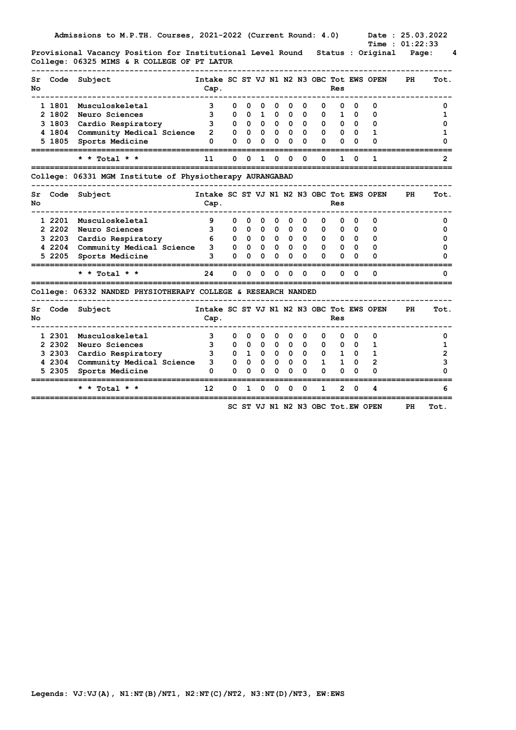Admissions to M.P.TH. Courses, 2021-2022 (Current Round: 4.0) Date : 25.03.2022
Time : 01:22:33

Provisional Vacancy Position for Institutional Level Round Status : Original

College: 06325 MIMS & R COLLEGE OF PT LATUR

| Sr No | Code | Subject | Intake Cap. | SC | ST | VJ | N1 | N2 | N3 | OBC | Tot Res | EWS | OPEN | PH | Tot. |
|---|---|---|---|---|---|---|---|---|---|---|---|---|---|---|---|
| 1 | 1801 | Musculoskeletal | 3 | 0 | 0 | 0 | 0 | 0 | 0 | 0 | 0 | 0 | 0 | | 0 |
| 2 | 1802 | Neuro Sciences | 3 | 0 | 0 | 1 | 0 | 0 | 0 | 0 | 1 | 0 | 0 | | 1 |
| 3 | 1803 | Cardio Respiratory | 3 | 0 | 0 | 0 | 0 | 0 | 0 | 0 | 0 | 0 | 0 | | 0 |
| 4 | 1804 | Community Medical Science | 2 | 0 | 0 | 0 | 0 | 0 | 0 | 0 | 0 | 0 | 1 | | 1 |
| 5 | 1805 | Sports Medicine | 0 | 0 | 0 | 0 | 0 | 0 | 0 | 0 | 0 | 0 | 0 | | 0 |
| | | * * Total * * | 11 | 0 | 0 | 1 | 0 | 0 | 0 | 0 | 1 | 0 | 1 | | 2 |

College: 06331 MGM Institute of Physiotherapy AURANGABAD

| Sr No | Code | Subject | Intake Cap. | SC | ST | VJ | N1 | N2 | N3 | OBC | Tot Res | EWS | OPEN | PH | Tot. |
|---|---|---|---|---|---|---|---|---|---|---|---|---|---|---|---|
| 1 | 2201 | Musculoskeletal | 9 | 0 | 0 | 0 | 0 | 0 | 0 | 0 | 0 | 0 | 0 | | 0 |
| 2 | 2202 | Neuro Sciences | 3 | 0 | 0 | 0 | 0 | 0 | 0 | 0 | 0 | 0 | 0 | | 0 |
| 3 | 2203 | Cardio Respiratory | 6 | 0 | 0 | 0 | 0 | 0 | 0 | 0 | 0 | 0 | 0 | | 0 |
| 4 | 2204 | Community Medical Science | 3 | 0 | 0 | 0 | 0 | 0 | 0 | 0 | 0 | 0 | 0 | | 0 |
| 5 | 2205 | Sports Medicine | 3 | 0 | 0 | 0 | 0 | 0 | 0 | 0 | 0 | 0 | 0 | | 0 |
| | | * * Total * * | 24 | 0 | 0 | 0 | 0 | 0 | 0 | 0 | 0 | 0 | 0 | | 0 |

College: 06332 NANDED PHYSIOTHERAPY COLLEGE & RESEARCH NANDED

| Sr No | Code | Subject | Intake Cap. | SC | ST | VJ | N1 | N2 | N3 | OBC | Tot Res | EWS | OPEN | PH | Tot. |
|---|---|---|---|---|---|---|---|---|---|---|---|---|---|---|---|
| 1 | 2301 | Musculoskeletal | 3 | 0 | 0 | 0 | 0 | 0 | 0 | 0 | 0 | 0 | 0 | | 0 |
| 2 | 2302 | Neuro Sciences | 3 | 0 | 0 | 0 | 0 | 0 | 0 | 0 | 0 | 0 | 1 | | 1 |
| 3 | 2303 | Cardio Respiratory | 3 | 0 | 1 | 0 | 0 | 0 | 0 | 0 | 1 | 0 | 1 | | 2 |
| 4 | 2304 | Community Medical Science | 3 | 0 | 0 | 0 | 0 | 0 | 0 | 1 | 1 | 0 | 2 | | 3 |
| 5 | 2305 | Sports Medicine | 0 | 0 | 0 | 0 | 0 | 0 | 0 | 0 | 0 | 0 | 0 | | 0 |
| | | * * Total * * | 12 | 0 | 1 | 0 | 0 | 0 | 0 | 1 | 2 | 0 | 4 | | 6 |

SC ST VJ N1 N2 N3 OBC Tot.EW OPEN PH Tot.

Legends: VJ:VJ(A), N1:NT(B)/NT1, N2:NT(C)/NT2, N3:NT(D)/NT3, EW:EWS